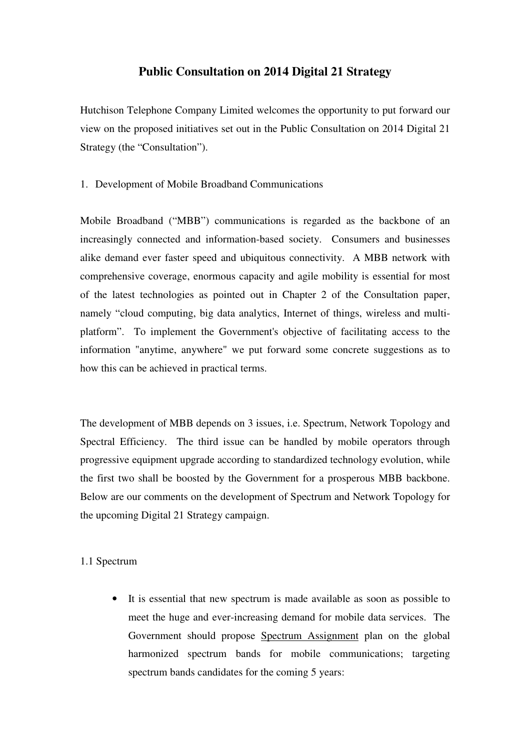# Public Consultation on 2014 Digital 21 Strategy

Hutchison Telephone Company Limited welcomes the opportunity to put forward our view on the proposed initiatives set out in the Public Consultation on 2014 Digital 21 Strategy (the "Consultation").

## 1. Development of Mobile Broadband Communications

Mobile Broadband ("MBB") communications is regarded as the backbone of an increasingly connected and information-based society. Consumers and businesses alike demand ever faster speed and ubiquitous connectivity. A MBB network with comprehensive coverage, enormous capacity and agile mobility is essential for most of the latest technologies as pointed out in Chapter 2 of the Consultation paper, namely "cloud computing, big data analytics, Internet of things, wireless and multi-platform". To implement the Government's objective of facilitating access to the information "anytime, anywhere" we put forward some concrete suggestions as to how this can be achieved in practical terms.

The development of MBB depends on 3 issues, i.e. Spectrum, Network Topology and Spectral Efficiency. The third issue can be handled by mobile operators through progressive equipment upgrade according to standardized technology evolution, while the first two shall be boosted by the Government for a prosperous MBB backbone. Below are our comments on the development of Spectrum and Network Topology for the upcoming Digital 21 Strategy campaign.

### 1.1 Spectrum

- It is essential that new spectrum is made available as soon as possible to meet the huge and ever-increasing demand for mobile data services. The Government should propose Spectrum Assignment plan on the global harmonized spectrum bands for mobile communications; targeting spectrum bands candidates for the coming 5 years: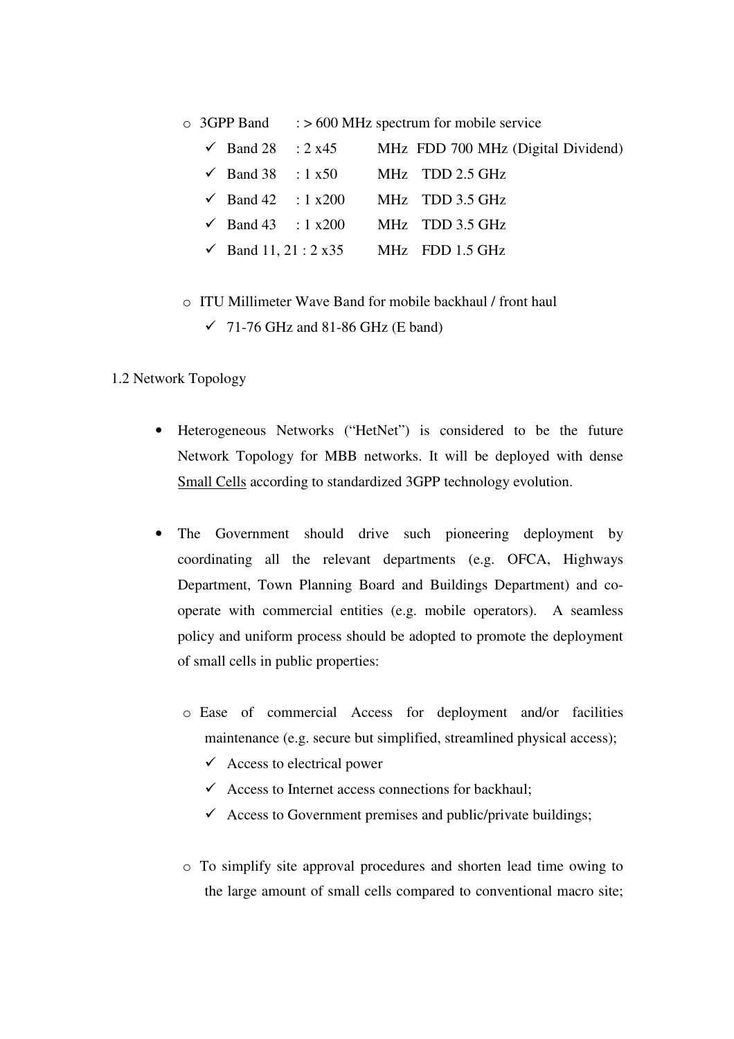- 3GPP Band : > 600 MHz spectrum for mobile service
  - ✓ Band 28 : 2 x45 MHz FDD 700 MHz (Digital Dividend)
  - ✓ Band 38 : 1 x50 MHz TDD 2.5 GHz
  - ✓ Band 42 : 1 x200 MHz TDD 3.5 GHz
  - ✓ Band 43 : 1 x200 MHz TDD 3.5 GHz
  - ✓ Band 11, 21 : 2 x35 MHz FDD 1.5 GHz

- ITU Millimeter Wave Band for mobile backhaul / front haul
  - ✓ 71-76 GHz and 81-86 GHz (E band)

1.2 Network Topology

- Heterogeneous Networks ("HetNet") is considered to be the future Network Topology for MBB networks. It will be deployed with dense Small Cells according to standardized 3GPP technology evolution.

- The Government should drive such pioneering deployment by coordinating all the relevant departments (e.g. OFCA, Highways Department, Town Planning Board and Buildings Department) and co-operate with commercial entities (e.g. mobile operators). A seamless policy and uniform process should be adopted to promote the deployment of small cells in public properties:

  - Ease of commercial Access for deployment and/or facilities maintenance (e.g. secure but simplified, streamlined physical access);
    - ✓ Access to electrical power
    - ✓ Access to Internet access connections for backhaul;
    - ✓ Access to Government premises and public/private buildings;

  - To simplify site approval procedures and shorten lead time owing to the large amount of small cells compared to conventional macro site;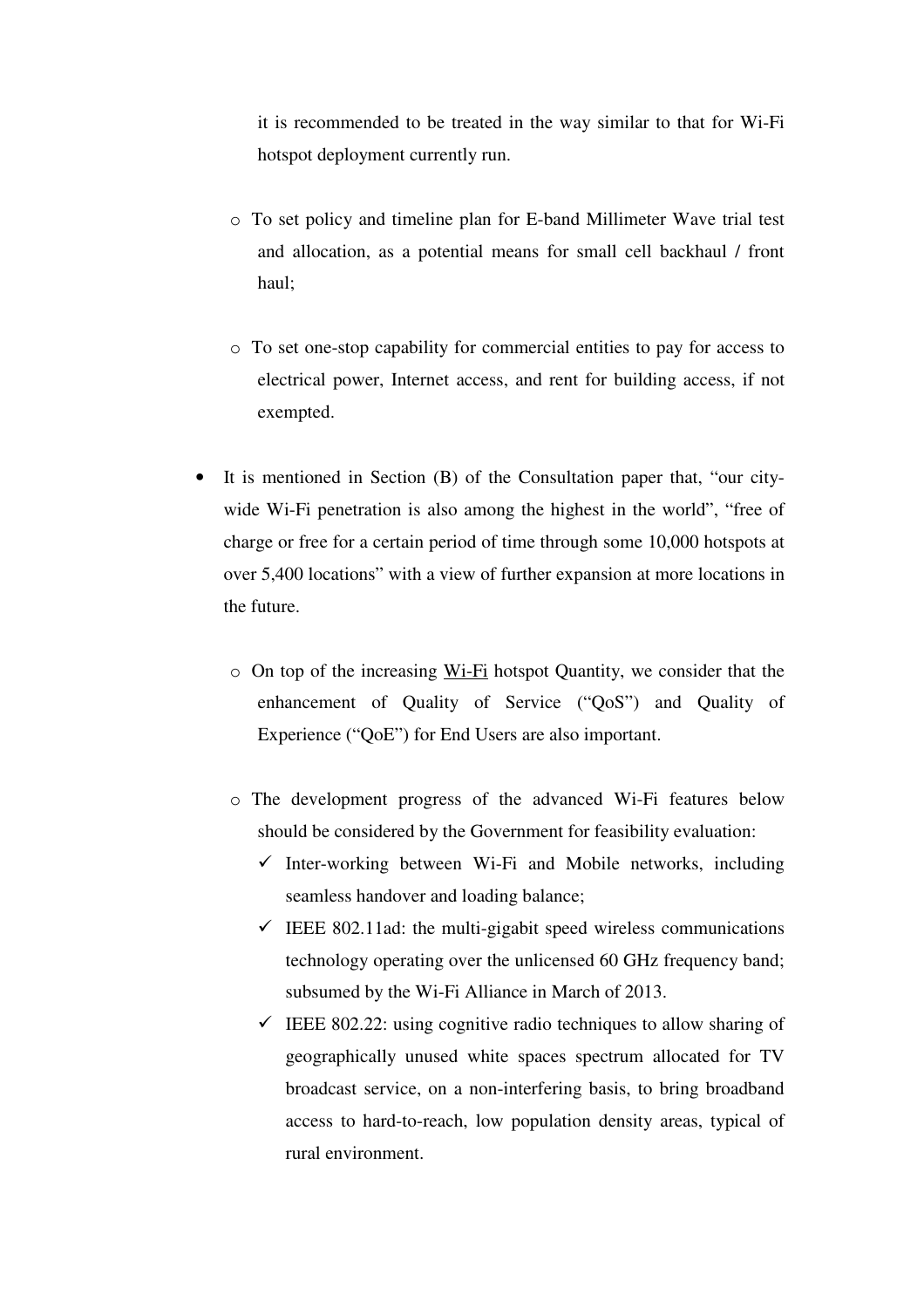it is recommended to be treated in the way similar to that for Wi-Fi hotspot deployment currently run.

  - To set policy and timeline plan for E-band Millimeter Wave trial test and allocation, as a potential means for small cell backhaul / front haul;

  - To set one-stop capability for commercial entities to pay for access to electrical power, Internet access, and rent for building access, if not exempted.

- It is mentioned in Section (B) of the Consultation paper that, "our city-wide Wi-Fi penetration is also among the highest in the world", "free of charge or free for a certain period of time through some 10,000 hotspots at over 5,400 locations" with a view of further expansion at more locations in the future.

  - On top of the increasing Wi-Fi hotspot Quantity, we consider that the enhancement of Quality of Service ("QoS") and Quality of Experience ("QoE") for End Users are also important.

  - The development progress of the advanced Wi-Fi features below should be considered by the Government for feasibility evaluation:
    - ✓ Inter-working between Wi-Fi and Mobile networks, including seamless handover and loading balance;
    - ✓ IEEE 802.11ad: the multi-gigabit speed wireless communications technology operating over the unlicensed 60 GHz frequency band; subsumed by the Wi-Fi Alliance in March of 2013.
    - ✓ IEEE 802.22: using cognitive radio techniques to allow sharing of geographically unused white spaces spectrum allocated for TV broadcast service, on a non-interfering basis, to bring broadband access to hard-to-reach, low population density areas, typical of rural environment.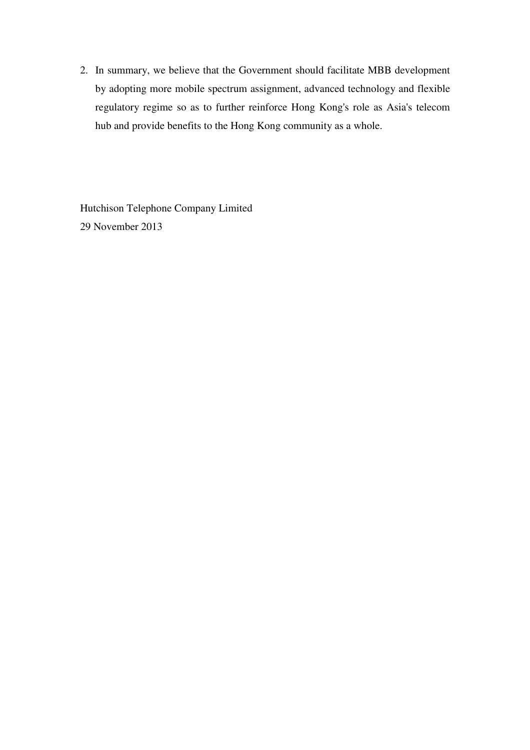2. In summary, we believe that the Government should facilitate MBB development by adopting more mobile spectrum assignment, advanced technology and flexible regulatory regime so as to further reinforce Hong Kong's role as Asia's telecom hub and provide benefits to the Hong Kong community as a whole.

Hutchison Telephone Company Limited
29 November 2013